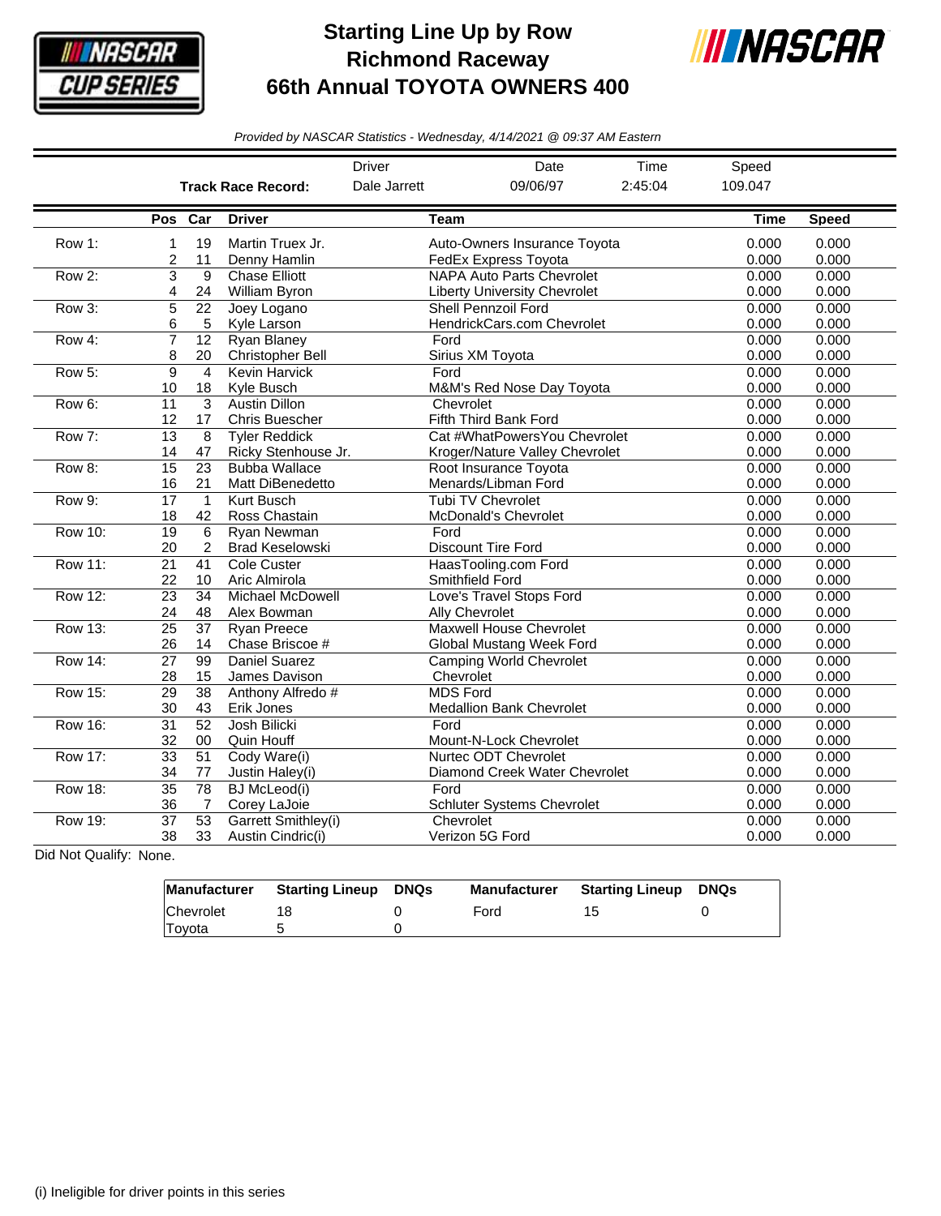# Starting Line Up by Row
## Richmond Raceway
## 66th Annual TOYOTA OWNERS 400

*Provided by NASCAR Statistics - Wednesday, 4/14/2021 @ 09:37 AM Eastern*

| | Driver | Date | Time | Speed |
|---|---|---|---|---|
| **Track Race Record:** | Dale Jarrett | 09/06/97 | 2:45:04 | 109.047 |

| | Pos | Car | Driver | Team | Time | Speed |
|---|---|---|---|---|---|---|
| Row 1: | 1 | 19 | Martin Truex Jr. | Auto-Owners Insurance Toyota | 0.000 | 0.000 |
| | 2 | 11 | Denny Hamlin | FedEx Express Toyota | 0.000 | 0.000 |
| Row 2: | 3 | 9 | Chase Elliott | NAPA Auto Parts Chevrolet | 0.000 | 0.000 |
| | 4 | 24 | William Byron | Liberty University Chevrolet | 0.000 | 0.000 |
| Row 3: | 5 | 22 | Joey Logano | Shell Pennzoil Ford | 0.000 | 0.000 |
| | 6 | 5 | Kyle Larson | HendrickCars.com Chevrolet | 0.000 | 0.000 |
| Row 4: | 7 | 12 | Ryan Blaney | Ford | 0.000 | 0.000 |
| | 8 | 20 | Christopher Bell | Sirius XM Toyota | 0.000 | 0.000 |
| Row 5: | 9 | 4 | Kevin Harvick | Ford | 0.000 | 0.000 |
| | 10 | 18 | Kyle Busch | M&M's Red Nose Day Toyota | 0.000 | 0.000 |
| Row 6: | 11 | 3 | Austin Dillon | Chevrolet | 0.000 | 0.000 |
| | 12 | 17 | Chris Buescher | Fifth Third Bank Ford | 0.000 | 0.000 |
| Row 7: | 13 | 8 | Tyler Reddick | Cat #WhatPowersYou Chevrolet | 0.000 | 0.000 |
| | 14 | 47 | Ricky Stenhouse Jr. | Kroger/Nature Valley Chevrolet | 0.000 | 0.000 |
| Row 8: | 15 | 23 | Bubba Wallace | Root Insurance Toyota | 0.000 | 0.000 |
| | 16 | 21 | Matt DiBenedetto | Menards/Libman Ford | 0.000 | 0.000 |
| Row 9: | 17 | 1 | Kurt Busch | Tubi TV Chevrolet | 0.000 | 0.000 |
| | 18 | 42 | Ross Chastain | McDonald's Chevrolet | 0.000 | 0.000 |
| Row 10: | 19 | 6 | Ryan Newman | Ford | 0.000 | 0.000 |
| | 20 | 2 | Brad Keselowski | Discount Tire Ford | 0.000 | 0.000 |
| Row 11: | 21 | 41 | Cole Custer | HaasTooling.com Ford | 0.000 | 0.000 |
| | 22 | 10 | Aric Almirola | Smithfield Ford | 0.000 | 0.000 |
| Row 12: | 23 | 34 | Michael McDowell | Love's Travel Stops Ford | 0.000 | 0.000 |
| | 24 | 48 | Alex Bowman | Ally Chevrolet | 0.000 | 0.000 |
| Row 13: | 25 | 37 | Ryan Preece | Maxwell House Chevrolet | 0.000 | 0.000 |
| | 26 | 14 | Chase Briscoe # | Global Mustang Week Ford | 0.000 | 0.000 |
| Row 14: | 27 | 99 | Daniel Suarez | Camping World Chevrolet | 0.000 | 0.000 |
| | 28 | 15 | James Davison | Chevrolet | 0.000 | 0.000 |
| Row 15: | 29 | 38 | Anthony Alfredo # | MDS Ford | 0.000 | 0.000 |
| | 30 | 43 | Erik Jones | Medallion Bank Chevrolet | 0.000 | 0.000 |
| Row 16: | 31 | 52 | Josh Bilicki | Ford | 0.000 | 0.000 |
| | 32 | 00 | Quin Houff | Mount-N-Lock Chevrolet | 0.000 | 0.000 |
| Row 17: | 33 | 51 | Cody Ware(i) | Nurtec ODT Chevrolet | 0.000 | 0.000 |
| | 34 | 77 | Justin Haley(i) | Diamond Creek Water Chevrolet | 0.000 | 0.000 |
| Row 18: | 35 | 78 | BJ McLeod(i) | Ford | 0.000 | 0.000 |
| | 36 | 7 | Corey LaJoie | Schluter Systems Chevrolet | 0.000 | 0.000 |
| Row 19: | 37 | 53 | Garrett Smithley(i) | Chevrolet | 0.000 | 0.000 |
| | 38 | 33 | Austin Cindric(i) | Verizon 5G Ford | 0.000 | 0.000 |

Did Not Qualify: None.

| Manufacturer | Starting Lineup | DNQs | Manufacturer | Starting Lineup | DNQs |
|---|---|---|---|---|---|
| Chevrolet | 18 | 0 | Ford | 15 | 0 |
| Toyota | 5 | 0 | | | |

(i) Ineligible for driver points in this series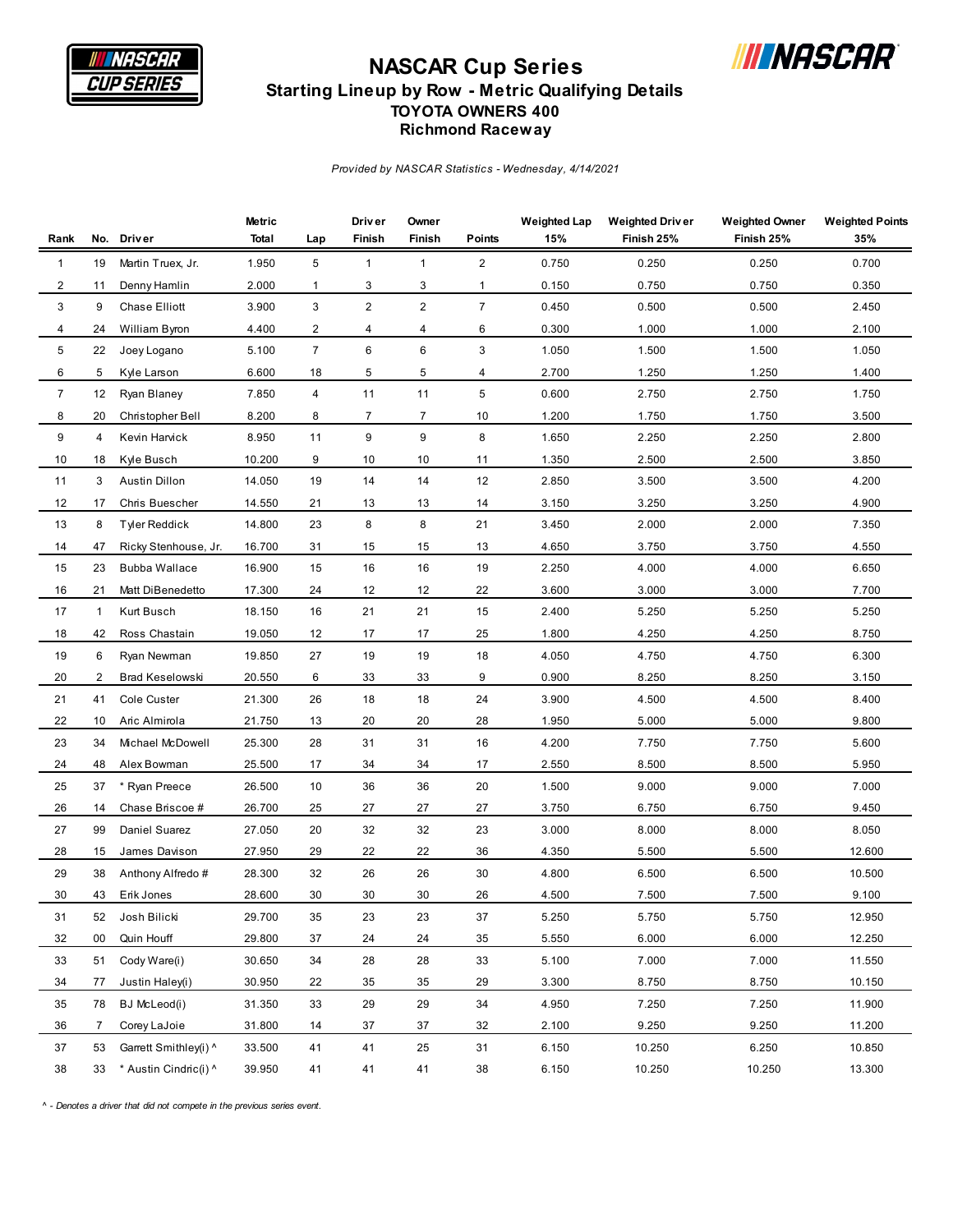# NASCAR Cup Series

## Starting Lineup by Row - Metric Qualifying Details

### TOYOTA OWNERS 400

### Richmond Raceway

*Provided by NASCAR Statistics - Wednesday, 4/14/2021*

| Rank | No. | Driver | Metric Total | Lap | Driver Finish | Owner Finish | Points | Weighted Lap 15% | Weighted Driver Finish 25% | Weighted Owner Finish 25% | Weighted Points 35% |
|---|---|---|---|---|---|---|---|---|---|---|---|
| 1 | 19 | Martin Truex, Jr. | 1.950 | 5 | 1 | 1 | 2 | 0.750 | 0.250 | 0.250 | 0.700 |
| 2 | 11 | Denny Hamlin | 2.000 | 1 | 3 | 3 | 1 | 0.150 | 0.750 | 0.750 | 0.350 |
| 3 | 9 | Chase Elliott | 3.900 | 3 | 2 | 2 | 7 | 0.450 | 0.500 | 0.500 | 2.450 |
| 4 | 24 | William Byron | 4.400 | 2 | 4 | 4 | 6 | 0.300 | 1.000 | 1.000 | 2.100 |
| 5 | 22 | Joey Logano | 5.100 | 7 | 6 | 6 | 3 | 1.050 | 1.500 | 1.500 | 1.050 |
| 6 | 5 | Kyle Larson | 6.600 | 18 | 5 | 5 | 4 | 2.700 | 1.250 | 1.250 | 1.400 |
| 7 | 12 | Ryan Blaney | 7.850 | 4 | 11 | 11 | 5 | 0.600 | 2.750 | 2.750 | 1.750 |
| 8 | 20 | Christopher Bell | 8.200 | 8 | 7 | 7 | 10 | 1.200 | 1.750 | 1.750 | 3.500 |
| 9 | 4 | Kevin Harvick | 8.950 | 11 | 9 | 9 | 8 | 1.650 | 2.250 | 2.250 | 2.800 |
| 10 | 18 | Kyle Busch | 10.200 | 9 | 10 | 10 | 11 | 1.350 | 2.500 | 2.500 | 3.850 |
| 11 | 3 | Austin Dillon | 14.050 | 19 | 14 | 14 | 12 | 2.850 | 3.500 | 3.500 | 4.200 |
| 12 | 17 | Chris Buescher | 14.550 | 21 | 13 | 13 | 14 | 3.150 | 3.250 | 3.250 | 4.900 |
| 13 | 8 | Tyler Reddick | 14.800 | 23 | 8 | 8 | 21 | 3.450 | 2.000 | 2.000 | 7.350 |
| 14 | 47 | Ricky Stenhouse, Jr. | 16.700 | 31 | 15 | 15 | 13 | 4.650 | 3.750 | 3.750 | 4.550 |
| 15 | 23 | Bubba Wallace | 16.900 | 15 | 16 | 16 | 19 | 2.250 | 4.000 | 4.000 | 6.650 |
| 16 | 21 | Matt DiBenedetto | 17.300 | 24 | 12 | 12 | 22 | 3.600 | 3.000 | 3.000 | 7.700 |
| 17 | 1 | Kurt Busch | 18.150 | 16 | 21 | 21 | 15 | 2.400 | 5.250 | 5.250 | 5.250 |
| 18 | 42 | Ross Chastain | 19.050 | 12 | 17 | 17 | 25 | 1.800 | 4.250 | 4.250 | 8.750 |
| 19 | 6 | Ryan Newman | 19.850 | 27 | 19 | 19 | 18 | 4.050 | 4.750 | 4.750 | 6.300 |
| 20 | 2 | Brad Keselowski | 20.550 | 6 | 33 | 33 | 9 | 0.900 | 8.250 | 8.250 | 3.150 |
| 21 | 41 | Cole Custer | 21.300 | 26 | 18 | 18 | 24 | 3.900 | 4.500 | 4.500 | 8.400 |
| 22 | 10 | Aric Almirola | 21.750 | 13 | 20 | 20 | 28 | 1.950 | 5.000 | 5.000 | 9.800 |
| 23 | 34 | Michael McDowell | 25.300 | 28 | 31 | 31 | 16 | 4.200 | 7.750 | 7.750 | 5.600 |
| 24 | 48 | Alex Bowman | 25.500 | 17 | 34 | 34 | 17 | 2.550 | 8.500 | 8.500 | 5.950 |
| 25 | 37 | * Ryan Preece | 26.500 | 10 | 36 | 36 | 20 | 1.500 | 9.000 | 9.000 | 7.000 |
| 26 | 14 | Chase Briscoe # | 26.700 | 25 | 27 | 27 | 27 | 3.750 | 6.750 | 6.750 | 9.450 |
| 27 | 99 | Daniel Suarez | 27.050 | 20 | 32 | 32 | 23 | 3.000 | 8.000 | 8.000 | 8.050 |
| 28 | 15 | James Davison | 27.950 | 29 | 22 | 22 | 36 | 4.350 | 5.500 | 5.500 | 12.600 |
| 29 | 38 | Anthony Alfredo # | 28.300 | 32 | 26 | 26 | 30 | 4.800 | 6.500 | 6.500 | 10.500 |
| 30 | 43 | Erik Jones | 28.600 | 30 | 30 | 30 | 26 | 4.500 | 7.500 | 7.500 | 9.100 |
| 31 | 52 | Josh Bilicki | 29.700 | 35 | 23 | 23 | 37 | 5.250 | 5.750 | 5.750 | 12.950 |
| 32 | 00 | Quin Houff | 29.800 | 37 | 24 | 24 | 35 | 5.550 | 6.000 | 6.000 | 12.250 |
| 33 | 51 | Cody Ware(i) | 30.650 | 34 | 28 | 28 | 33 | 5.100 | 7.000 | 7.000 | 11.550 |
| 34 | 77 | Justin Haley(i) | 30.950 | 22 | 35 | 35 | 29 | 3.300 | 8.750 | 8.750 | 10.150 |
| 35 | 78 | BJ McLeod(i) | 31.350 | 33 | 29 | 29 | 34 | 4.950 | 7.250 | 7.250 | 11.900 |
| 36 | 7 | Corey LaJoie | 31.800 | 14 | 37 | 37 | 32 | 2.100 | 9.250 | 9.250 | 11.200 |
| 37 | 53 | Garrett Smithley(i) ^ | 33.500 | 41 | 41 | 25 | 31 | 6.150 | 10.250 | 6.250 | 10.850 |
| 38 | 33 | * Austin Cindric(i) ^ | 39.950 | 41 | 41 | 41 | 38 | 6.150 | 10.250 | 10.250 | 13.300 |

*^ - Denotes a driver that did not compete in the previous series event.*